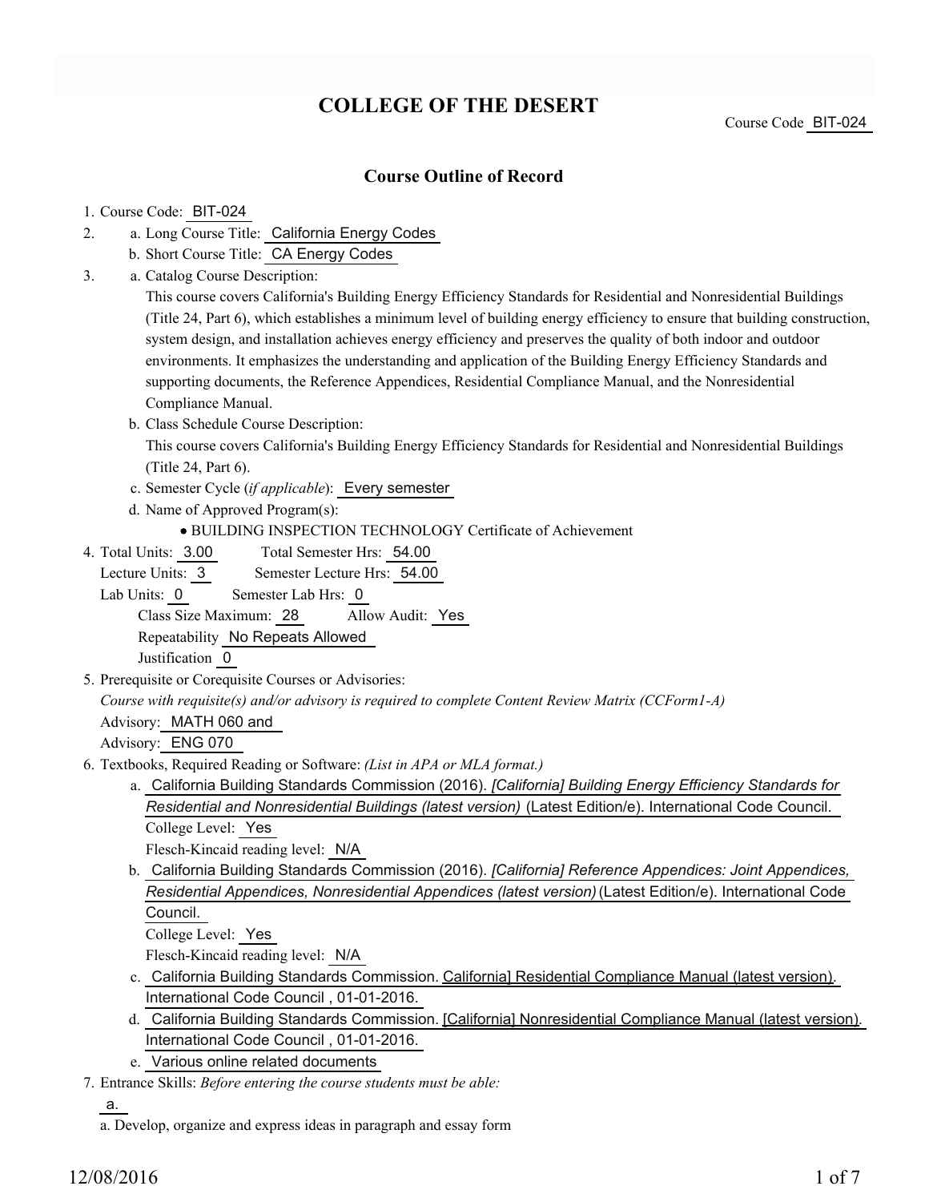# COLLEGE OF THE DESERT

Course Code BIT-024

## Course Outline of Record

1. Course Code: BIT-024
2. a. Long Course Title: California Energy Codes
   b. Short Course Title: CA Energy Codes
3. a. Catalog Course Description:
   This course covers California's Building Energy Efficiency Standards for Residential and Nonresidential Buildings (Title 24, Part 6), which establishes a minimum level of building energy efficiency to ensure that building construction, system design, and installation achieves energy efficiency and preserves the quality of both indoor and outdoor environments. It emphasizes the understanding and application of the Building Energy Efficiency Standards and supporting documents, the Reference Appendices, Residential Compliance Manual, and the Nonresidential Compliance Manual.
   b. Class Schedule Course Description:
   This course covers California's Building Energy Efficiency Standards for Residential and Nonresidential Buildings (Title 24, Part 6).
   c. Semester Cycle (*if applicable*): Every semester
   d. Name of Approved Program(s):
      - BUILDING INSPECTION TECHNOLOGY Certificate of Achievement
4. Total Units: 3.00 Total Semester Hrs: 54.00
   Lecture Units: 3 Semester Lecture Hrs: 54.00
   Lab Units: 0 Semester Lab Hrs: 0
   Class Size Maximum: 28 Allow Audit: Yes
   Repeatability No Repeats Allowed
   Justification 0
5. Prerequisite or Corequisite Courses or Advisories:
   *Course with requisite(s) and/or advisory is required to complete Content Review Matrix (CCForm1-A)*
   Advisory: MATH 060 and
   Advisory: ENG 070
6. Textbooks, Required Reading or Software: *(List in APA or MLA format.)*
   a. California Building Standards Commission (2016). *[California] Building Energy Efficiency Standards for Residential and Nonresidential Buildings (latest version)* (Latest Edition/e). International Code Council.
      College Level: Yes
      Flesch-Kincaid reading level: N/A
   b. California Building Standards Commission (2016). *[California] Reference Appendices: Joint Appendices, Residential Appendices, Nonresidential Appendices (latest version)* (Latest Edition/e). International Code Council.
      College Level: Yes
      Flesch-Kincaid reading level: N/A
   c. California Building Standards Commission. California] Residential Compliance Manual (latest version). International Code Council , 01-01-2016.
   d. California Building Standards Commission. [California] Nonresidential Compliance Manual (latest version). International Code Council , 01-01-2016.
   e. Various online related documents
7. Entrance Skills: *Before entering the course students must be able:*
   a.
   a. Develop, organize and express ideas in paragraph and essay form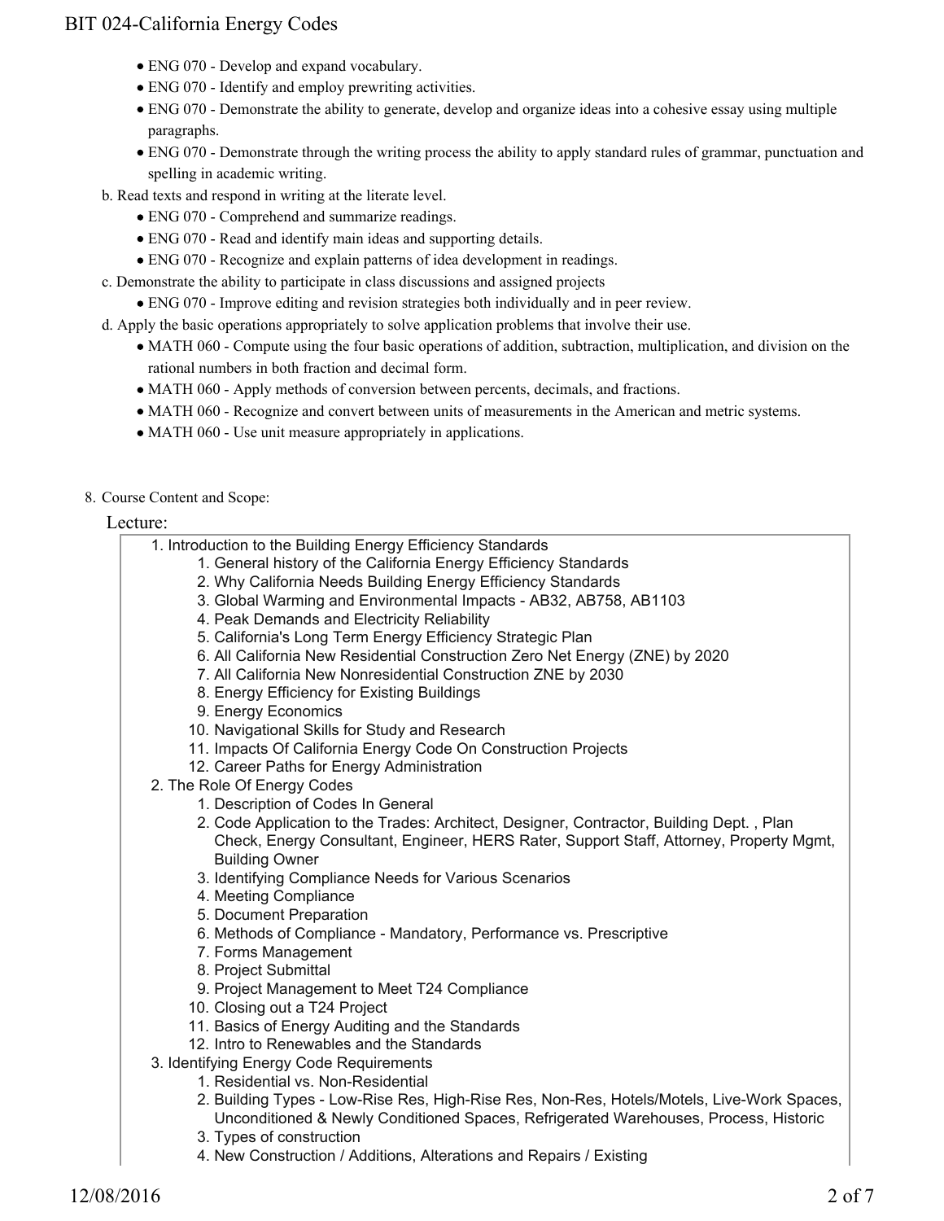- ENG 070 - Develop and expand vocabulary.
- ENG 070 - Identify and employ prewriting activities.
- ENG 070 - Demonstrate the ability to generate, develop and organize ideas into a cohesive essay using multiple paragraphs.
- ENG 070 - Demonstrate through the writing process the ability to apply standard rules of grammar, punctuation and spelling in academic writing.

b. Read texts and respond in writing at the literate level.

- ENG 070 - Comprehend and summarize readings.
- ENG 070 - Read and identify main ideas and supporting details.
- ENG 070 - Recognize and explain patterns of idea development in readings.

c. Demonstrate the ability to participate in class discussions and assigned projects

- ENG 070 - Improve editing and revision strategies both individually and in peer review.

d. Apply the basic operations appropriately to solve application problems that involve their use.

- MATH 060 - Compute using the four basic operations of addition, subtraction, multiplication, and division on the rational numbers in both fraction and decimal form.
- MATH 060 - Apply methods of conversion between percents, decimals, and fractions.
- MATH 060 - Recognize and convert between units of measurements in the American and metric systems.
- MATH 060 - Use unit measure appropriately in applications.

8. Course Content and Scope:

Lecture:

1. Introduction to the Building Energy Efficiency Standards
    1. General history of the California Energy Efficiency Standards
    2. Why California Needs Building Energy Efficiency Standards
    3. Global Warming and Environmental Impacts - AB32, AB758, AB1103
    4. Peak Demands and Electricity Reliability
    5. California's Long Term Energy Efficiency Strategic Plan
    6. All California New Residential Construction Zero Net Energy (ZNE) by 2020
    7. All California New Nonresidential Construction ZNE by 2030
    8. Energy Efficiency for Existing Buildings
    9. Energy Economics
    10. Navigational Skills for Study and Research
    11. Impacts Of California Energy Code On Construction Projects
    12. Career Paths for Energy Administration
2. The Role Of Energy Codes
    1. Description of Codes In General
    2. Code Application to the Trades: Architect, Designer, Contractor, Building Dept. , Plan Check, Energy Consultant, Engineer, HERS Rater, Support Staff, Attorney, Property Mgmt, Building Owner
    3. Identifying Compliance Needs for Various Scenarios
    4. Meeting Compliance
    5. Document Preparation
    6. Methods of Compliance - Mandatory, Performance vs. Prescriptive
    7. Forms Management
    8. Project Submittal
    9. Project Management to Meet T24 Compliance
    10. Closing out a T24 Project
    11. Basics of Energy Auditing and the Standards
    12. Intro to Renewables and the Standards
3. Identifying Energy Code Requirements
    1. Residential vs. Non-Residential
    2. Building Types - Low-Rise Res, High-Rise Res, Non-Res, Hotels/Motels, Live-Work Spaces, Unconditioned & Newly Conditioned Spaces, Refrigerated Warehouses, Process, Historic
    3. Types of construction
    4. New Construction / Additions, Alterations and Repairs / Existing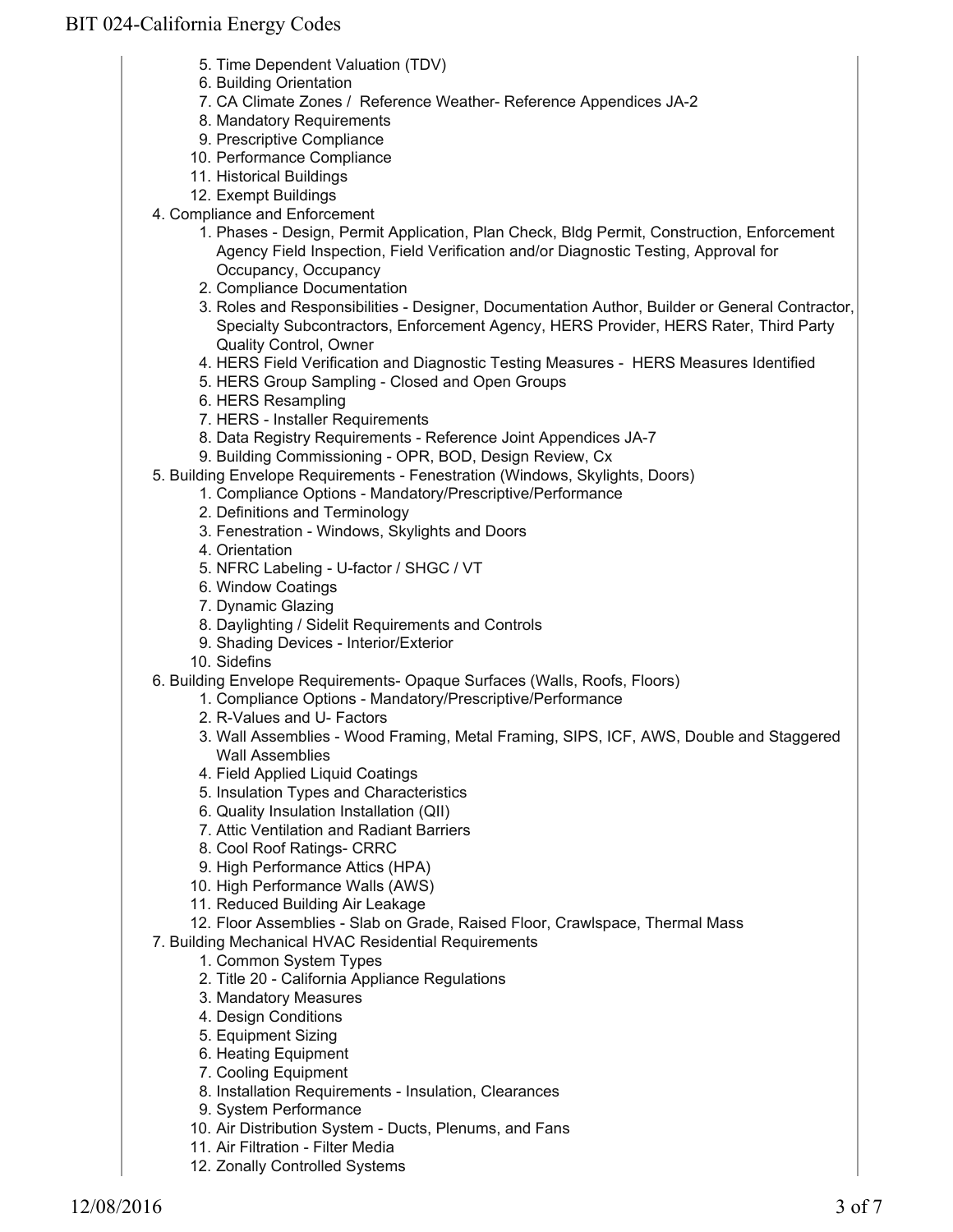5. Time Dependent Valuation (TDV)
6. Building Orientation
7. CA Climate Zones / Reference Weather- Reference Appendices JA-2
8. Mandatory Requirements
9. Prescriptive Compliance
10. Performance Compliance
11. Historical Buildings
12. Exempt Buildings

4. Compliance and Enforcement
    1. Phases - Design, Permit Application, Plan Check, Bldg Permit, Construction, Enforcement Agency Field Inspection, Field Verification and/or Diagnostic Testing, Approval for Occupancy, Occupancy
    2. Compliance Documentation
    3. Roles and Responsibilities - Designer, Documentation Author, Builder or General Contractor, Specialty Subcontractors, Enforcement Agency, HERS Provider, HERS Rater, Third Party Quality Control, Owner
    4. HERS Field Verification and Diagnostic Testing Measures - HERS Measures Identified
    5. HERS Group Sampling - Closed and Open Groups
    6. HERS Resampling
    7. HERS - Installer Requirements
    8. Data Registry Requirements - Reference Joint Appendices JA-7
    9. Building Commissioning - OPR, BOD, Design Review, Cx
5. Building Envelope Requirements - Fenestration (Windows, Skylights, Doors)
    1. Compliance Options - Mandatory/Prescriptive/Performance
    2. Definitions and Terminology
    3. Fenestration - Windows, Skylights and Doors
    4. Orientation
    5. NFRC Labeling - U-factor / SHGC / VT
    6. Window Coatings
    7. Dynamic Glazing
    8. Daylighting / Sidelit Requirements and Controls
    9. Shading Devices - Interior/Exterior
    10. Sidefins
6. Building Envelope Requirements- Opaque Surfaces (Walls, Roofs, Floors)
    1. Compliance Options - Mandatory/Prescriptive/Performance
    2. R-Values and U- Factors
    3. Wall Assemblies - Wood Framing, Metal Framing, SIPS, ICF, AWS, Double and Staggered Wall Assemblies
    4. Field Applied Liquid Coatings
    5. Insulation Types and Characteristics
    6. Quality Insulation Installation (QII)
    7. Attic Ventilation and Radiant Barriers
    8. Cool Roof Ratings- CRRC
    9. High Performance Attics (HPA)
    10. High Performance Walls (AWS)
    11. Reduced Building Air Leakage
    12. Floor Assemblies - Slab on Grade, Raised Floor, Crawlspace, Thermal Mass
7. Building Mechanical HVAC Residential Requirements
    1. Common System Types
    2. Title 20 - California Appliance Regulations
    3. Mandatory Measures
    4. Design Conditions
    5. Equipment Sizing
    6. Heating Equipment
    7. Cooling Equipment
    8. Installation Requirements - Insulation, Clearances
    9. System Performance
    10. Air Distribution System - Ducts, Plenums, and Fans
    11. Air Filtration - Filter Media
    12. Zonally Controlled Systems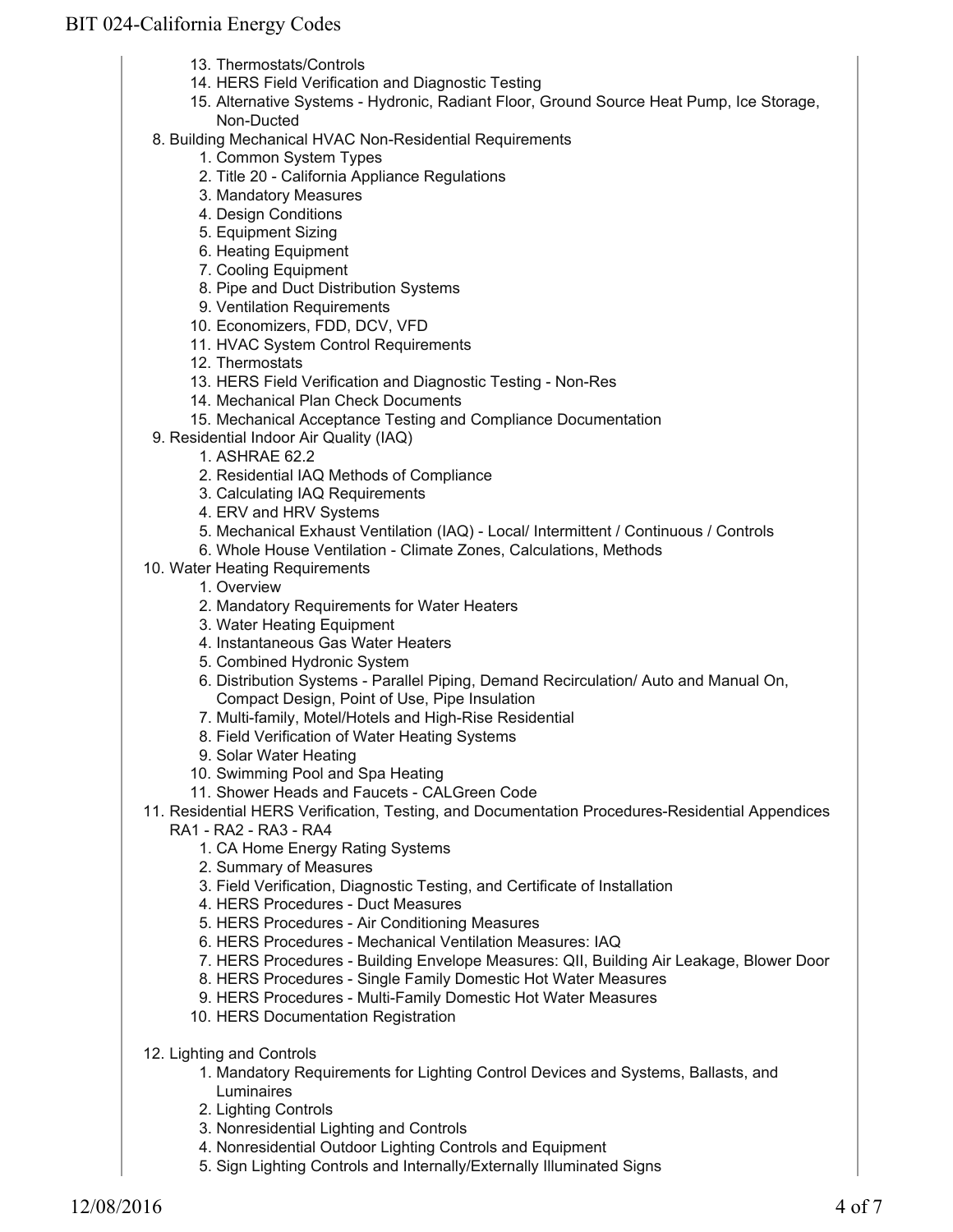13. Thermostats/Controls
14. HERS Field Verification and Diagnostic Testing
15. Alternative Systems - Hydronic, Radiant Floor, Ground Source Heat Pump, Ice Storage, Non-Ducted

8. Building Mechanical HVAC Non-Residential Requirements
    1. Common System Types
    2. Title 20 - California Appliance Regulations
    3. Mandatory Measures
    4. Design Conditions
    5. Equipment Sizing
    6. Heating Equipment
    7. Cooling Equipment
    8. Pipe and Duct Distribution Systems
    9. Ventilation Requirements
    10. Economizers, FDD, DCV, VFD
    11. HVAC System Control Requirements
    12. Thermostats
    13. HERS Field Verification and Diagnostic Testing - Non-Res
    14. Mechanical Plan Check Documents
    15. Mechanical Acceptance Testing and Compliance Documentation
9. Residential Indoor Air Quality (IAQ)
    1. ASHRAE 62.2
    2. Residential IAQ Methods of Compliance
    3. Calculating IAQ Requirements
    4. ERV and HRV Systems
    5. Mechanical Exhaust Ventilation (IAQ) - Local/ Intermittent / Continuous / Controls
    6. Whole House Ventilation - Climate Zones, Calculations, Methods
10. Water Heating Requirements
    1. Overview
    2. Mandatory Requirements for Water Heaters
    3. Water Heating Equipment
    4. Instantaneous Gas Water Heaters
    5. Combined Hydronic System
    6. Distribution Systems - Parallel Piping, Demand Recirculation/ Auto and Manual On, Compact Design, Point of Use, Pipe Insulation
    7. Multi-family, Motel/Hotels and High-Rise Residential
    8. Field Verification of Water Heating Systems
    9. Solar Water Heating
    10. Swimming Pool and Spa Heating
    11. Shower Heads and Faucets - CALGreen Code
11. Residential HERS Verification, Testing, and Documentation Procedures-Residential Appendices RA1 - RA2 - RA3 - RA4
    1. CA Home Energy Rating Systems
    2. Summary of Measures
    3. Field Verification, Diagnostic Testing, and Certificate of Installation
    4. HERS Procedures - Duct Measures
    5. HERS Procedures - Air Conditioning Measures
    6. HERS Procedures - Mechanical Ventilation Measures: IAQ
    7. HERS Procedures - Building Envelope Measures: QII, Building Air Leakage, Blower Door
    8. HERS Procedures - Single Family Domestic Hot Water Measures
    9. HERS Procedures - Multi-Family Domestic Hot Water Measures
    10. HERS Documentation Registration
12. Lighting and Controls
    1. Mandatory Requirements for Lighting Control Devices and Systems, Ballasts, and Luminaires
    2. Lighting Controls
    3. Nonresidential Lighting and Controls
    4. Nonresidential Outdoor Lighting Controls and Equipment
    5. Sign Lighting Controls and Internally/Externally Illuminated Signs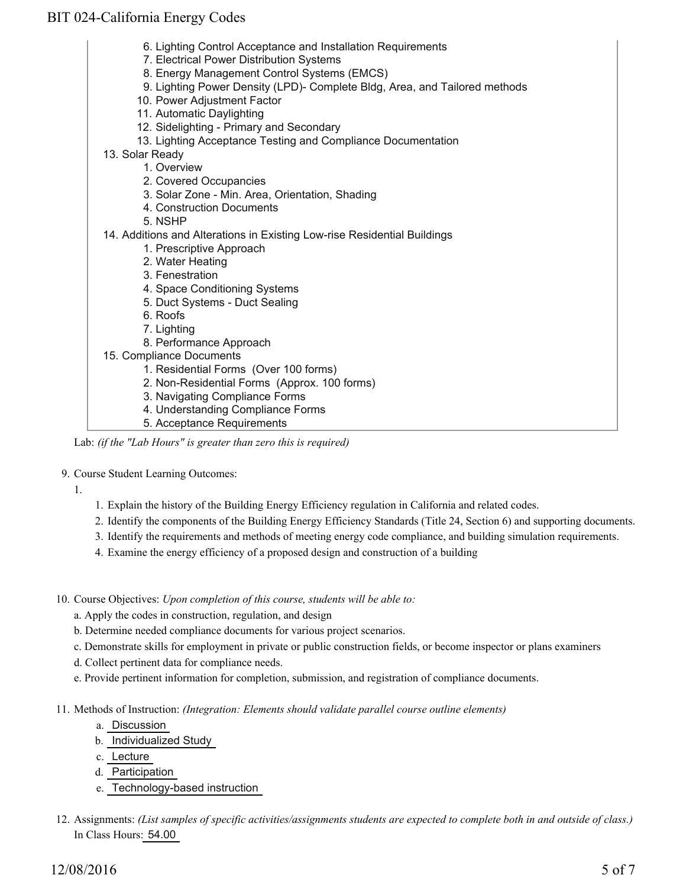6. Lighting Control Acceptance and Installation Requirements
7. Electrical Power Distribution Systems
8. Energy Management Control Systems (EMCS)
9. Lighting Power Density (LPD)- Complete Bldg, Area, and Tailored methods
10. Power Adjustment Factor
11. Automatic Daylighting
12. Sidelighting - Primary and Secondary
13. Lighting Acceptance Testing and Compliance Documentation

13. Solar Ready
    1. Overview
    2. Covered Occupancies
    3. Solar Zone - Min. Area, Orientation, Shading
    4. Construction Documents
    5. NSHP
14. Additions and Alterations in Existing Low-rise Residential Buildings
    1. Prescriptive Approach
    2. Water Heating
    3. Fenestration
    4. Space Conditioning Systems
    5. Duct Systems - Duct Sealing
    6. Roofs
    7. Lighting
    8. Performance Approach
15. Compliance Documents
    1. Residential Forms (Over 100 forms)
    2. Non-Residential Forms (Approx. 100 forms)
    3. Navigating Compliance Forms
    4. Understanding Compliance Forms
    5. Acceptance Requirements

Lab: *(if the "Lab Hours" is greater than zero this is required)*

9. Course Student Learning Outcomes:
   1. 
      1. Explain the history of the Building Energy Efficiency regulation in California and related codes.
      2. Identify the components of the Building Energy Efficiency Standards (Title 24, Section 6) and supporting documents.
      3. Identify the requirements and methods of meeting energy code compliance, and building simulation requirements.
      4. Examine the energy efficiency of a proposed design and construction of a building

10. Course Objectives: *Upon completion of this course, students will be able to:*
    a. Apply the codes in construction, regulation, and design
    b. Determine needed compliance documents for various project scenarios.
    c. Demonstrate skills for employment in private or public construction fields, or become inspector or plans examiners
    d. Collect pertinent data for compliance needs.
    e. Provide pertinent information for completion, submission, and registration of compliance documents.

11. Methods of Instruction: *(Integration: Elements should validate parallel course outline elements)*
    a. Discussion
    b. Individualized Study
    c. Lecture
    d. Participation
    e. Technology-based instruction

12. Assignments: *(List samples of specific activities/assignments students are expected to complete both in and outside of class.)*
    In Class Hours: 54.00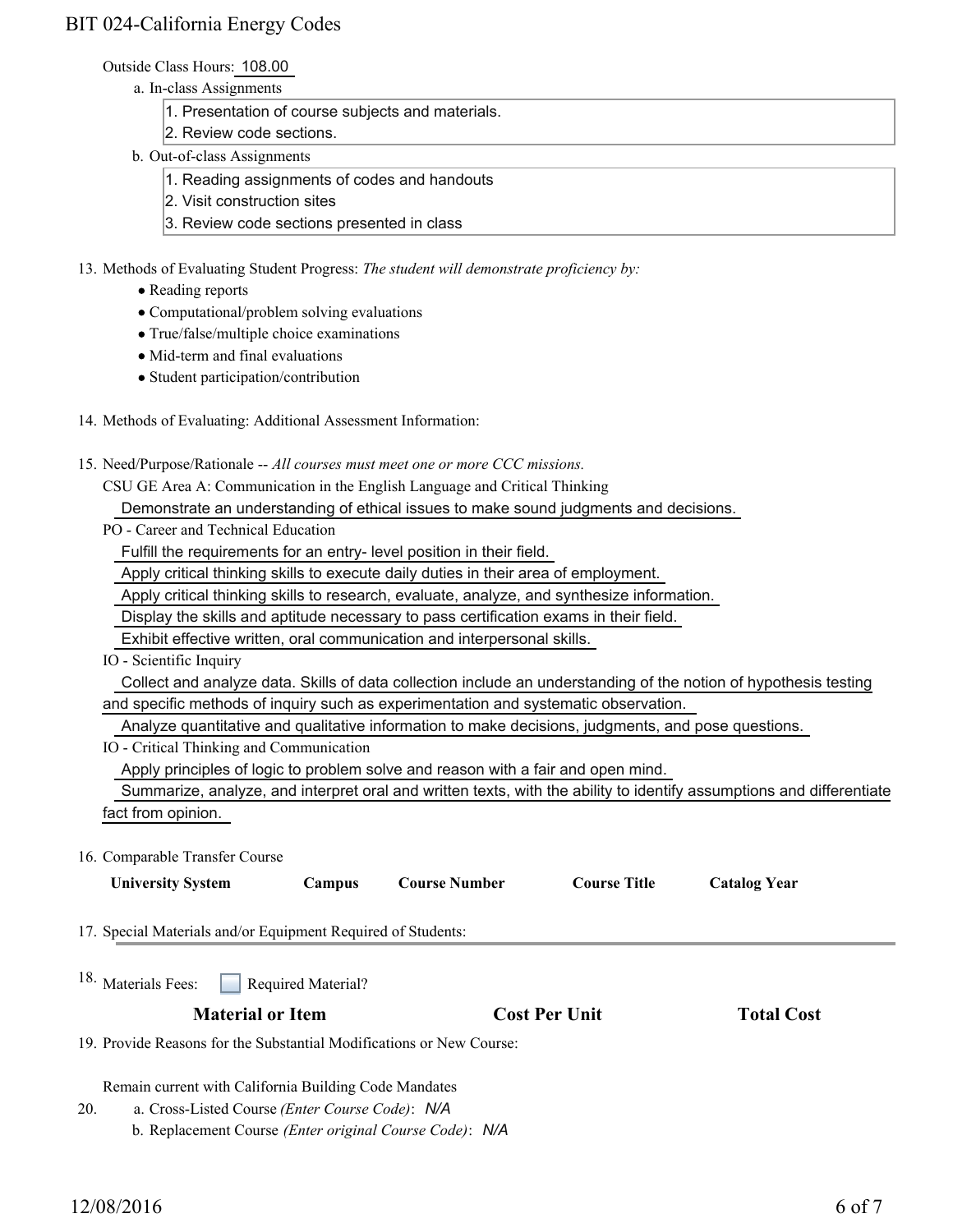Outside Class Hours: 108.00

a. In-class Assignments

1. Presentation of course subjects and materials.
2. Review code sections.

b. Out-of-class Assignments

1. Reading assignments of codes and handouts
2. Visit construction sites
3. Review code sections presented in class

13. Methods of Evaluating Student Progress: *The student will demonstrate proficiency by:*
    - Reading reports
    - Computational/problem solving evaluations
    - True/false/multiple choice examinations
    - Mid-term and final evaluations
    - Student participation/contribution

14. Methods of Evaluating: Additional Assessment Information:

15. Need/Purpose/Rationale -- *All courses must meet one or more CCC missions.*

    CSU GE Area A: Communication in the English Language and Critical Thinking

    Demonstrate an understanding of ethical issues to make sound judgments and decisions.

    PO - Career and Technical Education

    Fulfill the requirements for an entry- level position in their field.

    Apply critical thinking skills to execute daily duties in their area of employment.

    Apply critical thinking skills to research, evaluate, analyze, and synthesize information.

    Display the skills and aptitude necessary to pass certification exams in their field.

    Exhibit effective written, oral communication and interpersonal skills.

    IO - Scientific Inquiry

    Collect and analyze data. Skills of data collection include an understanding of the notion of hypothesis testing and specific methods of inquiry such as experimentation and systematic observation.

    Analyze quantitative and qualitative information to make decisions, judgments, and pose questions.

    IO - Critical Thinking and Communication

    Apply principles of logic to problem solve and reason with a fair and open mind.

    Summarize, analyze, and interpret oral and written texts, with the ability to identify assumptions and differentiate fact from opinion.

16. Comparable Transfer Course

| University System | Campus | Course Number | Course Title | Catalog Year |
| --- | --- | --- | --- | --- |

17. Special Materials and/or Equipment Required of Students:

18. Materials Fees: ☐ Required Material?

| Material or Item | Cost Per Unit | Total Cost |
| --- | --- | --- |

19. Provide Reasons for the Substantial Modifications or New Course:

    Remain current with California Building Code Mandates

20. a. Cross-Listed Course *(Enter Course Code)*: *N/A*

    b. Replacement Course *(Enter original Course Code)*: *N/A*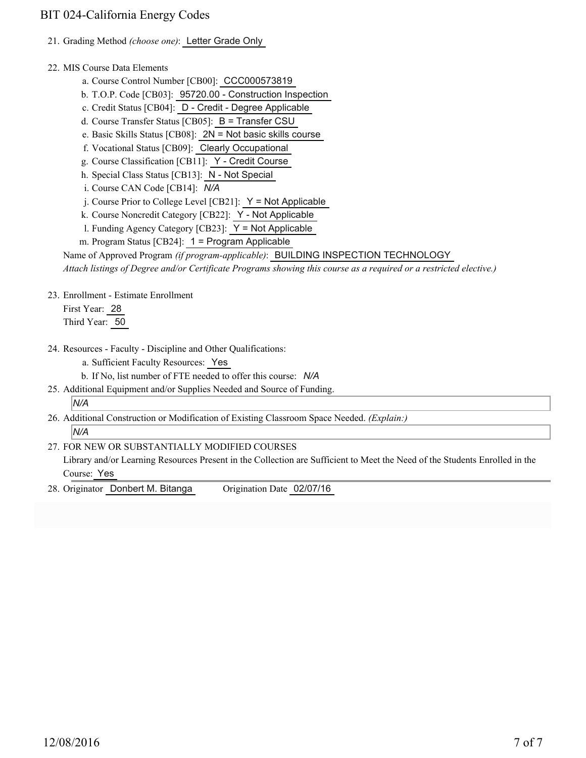21. Grading Method *(choose one)*: Letter Grade Only

22. MIS Course Data Elements
    a. Course Control Number [CB00]: CCC000573819
    b. T.O.P. Code [CB03]: 95720.00 - Construction Inspection
    c. Credit Status [CB04]: D - Credit - Degree Applicable
    d. Course Transfer Status [CB05]: B = Transfer CSU
    e. Basic Skills Status [CB08]: 2N = Not basic skills course
    f. Vocational Status [CB09]: Clearly Occupational
    g. Course Classification [CB11]: Y - Credit Course
    h. Special Class Status [CB13]: N - Not Special
    i. Course CAN Code [CB14]: *N/A*
    j. Course Prior to College Level [CB21]: Y = Not Applicable
    k. Course Noncredit Category [CB22]: Y - Not Applicable
    l. Funding Agency Category [CB23]: Y = Not Applicable
    m. Program Status [CB24]: 1 = Program Applicable

    Name of Approved Program *(if program-applicable)*: BUILDING INSPECTION TECHNOLOGY

    *Attach listings of Degree and/or Certificate Programs showing this course as a required or a restricted elective.)*

23. Enrollment - Estimate Enrollment
    First Year: 28
    Third Year: 50

24. Resources - Faculty - Discipline and Other Qualifications:
    a. Sufficient Faculty Resources: Yes
    b. If No, list number of FTE needed to offer this course: *N/A*

25. Additional Equipment and/or Supplies Needed and Source of Funding.
    *N/A*

26. Additional Construction or Modification of Existing Classroom Space Needed. *(Explain:)*
    *N/A*

27. FOR NEW OR SUBSTANTIALLY MODIFIED COURSES
    Library and/or Learning Resources Present in the Collection are Sufficient to Meet the Need of the Students Enrolled in the Course: Yes

28. Originator Donbert M. Bitanga Origination Date 02/07/16